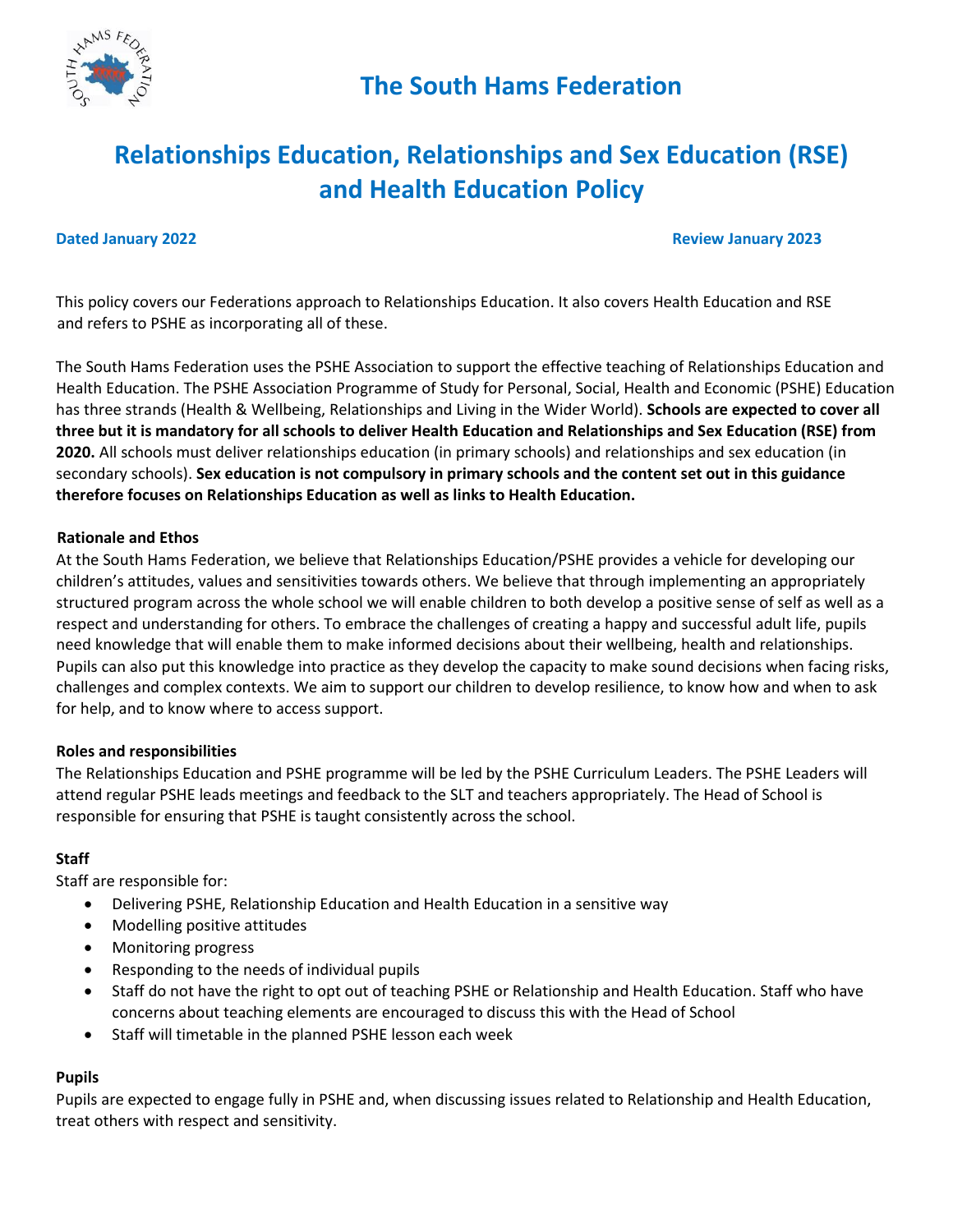# The South Hams Federation

# Relationships Education, Relationships and Sex Education (RSE) and Health Education Policy

**Dated January 2022** **Review January 2023**

This policy covers our Federations approach to Relationships Education. It also covers Health Education and RSE and refers to PSHE as incorporating all of these.

The South Hams Federation uses the PSHE Association to support the effective teaching of Relationships Education and Health Education. The PSHE Association Programme of Study for Personal, Social, Health and Economic (PSHE) Education has three strands (Health & Wellbeing, Relationships and Living in the Wider World). **Schools are expected to cover all three but it is mandatory for all schools to deliver Health Education and Relationships and Sex Education (RSE) from 2020.** All schools must deliver relationships education (in primary schools) and relationships and sex education (in secondary schools). **Sex education is not compulsory in primary schools and the content set out in this guidance therefore focuses on Relationships Education as well as links to Health Education.**

### Rationale and Ethos

At the South Hams Federation, we believe that Relationships Education/PSHE provides a vehicle for developing our children's attitudes, values and sensitivities towards others. We believe that through implementing an appropriately structured program across the whole school we will enable children to both develop a positive sense of self as well as a respect and understanding for others. To embrace the challenges of creating a happy and successful adult life, pupils need knowledge that will enable them to make informed decisions about their wellbeing, health and relationships. Pupils can also put this knowledge into practice as they develop the capacity to make sound decisions when facing risks, challenges and complex contexts. We aim to support our children to develop resilience, to know how and when to ask for help, and to know where to access support.

### Roles and responsibilities

The Relationships Education and PSHE programme will be led by the PSHE Curriculum Leaders. The PSHE Leaders will attend regular PSHE leads meetings and feedback to the SLT and teachers appropriately. The Head of School is responsible for ensuring that PSHE is taught consistently across the school.

### Staff

Staff are responsible for:

- Delivering PSHE, Relationship Education and Health Education in a sensitive way
- Modelling positive attitudes
- Monitoring progress
- Responding to the needs of individual pupils
- Staff do not have the right to opt out of teaching PSHE or Relationship and Health Education. Staff who have concerns about teaching elements are encouraged to discuss this with the Head of School
- Staff will timetable in the planned PSHE lesson each week

### Pupils

Pupils are expected to engage fully in PSHE and, when discussing issues related to Relationship and Health Education, treat others with respect and sensitivity.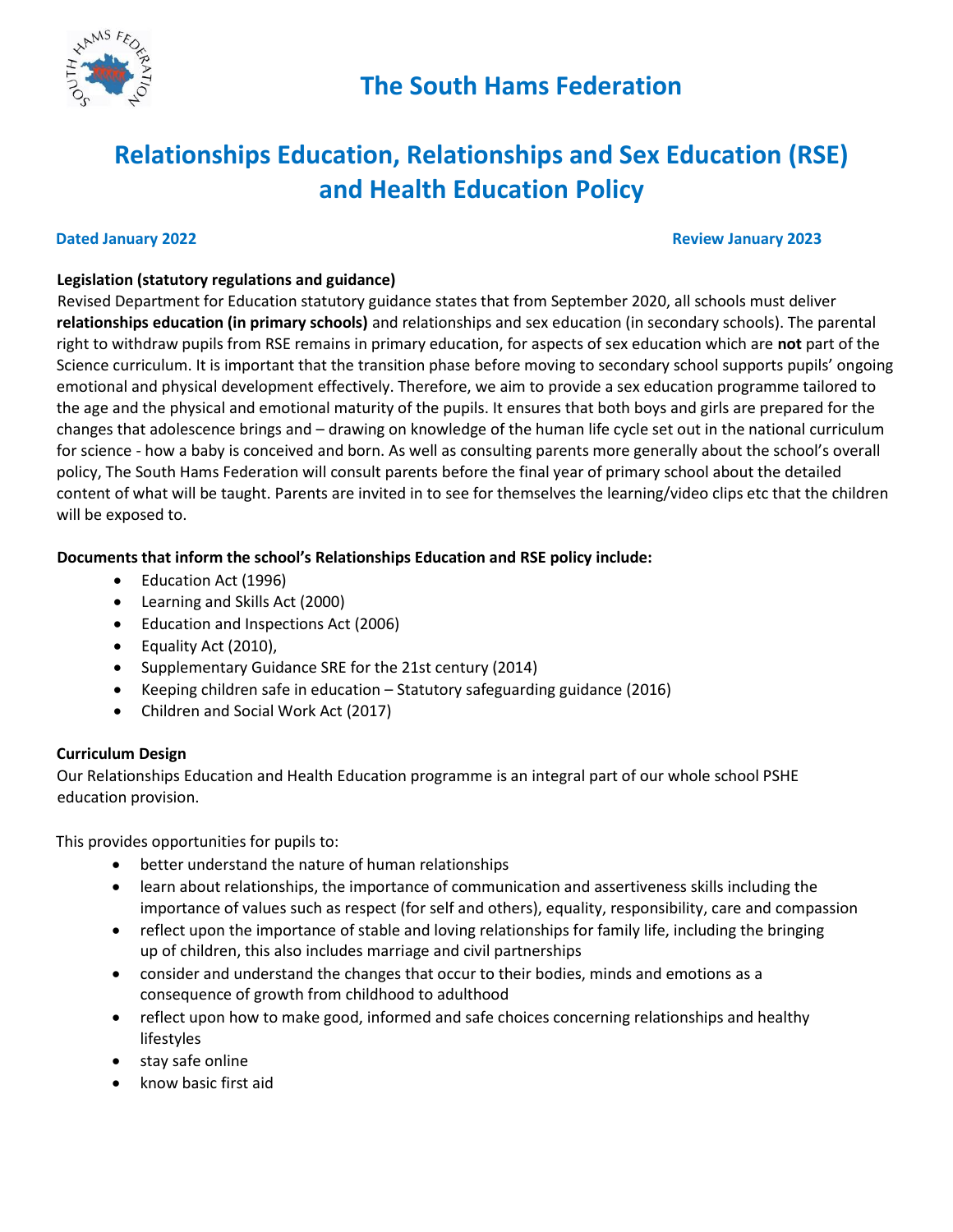# The South Hams Federation

## Relationships Education, Relationships and Sex Education (RSE) and Health Education Policy

**Dated January 2022** **Review January 2023**

**Legislation (statutory regulations and guidance)**

Revised Department for Education statutory guidance states that from September 2020, all schools must deliver **relationships education (in primary schools)** and relationships and sex education (in secondary schools). The parental right to withdraw pupils from RSE remains in primary education, for aspects of sex education which are **not** part of the Science curriculum. It is important that the transition phase before moving to secondary school supports pupils' ongoing emotional and physical development effectively. Therefore, we aim to provide a sex education programme tailored to the age and the physical and emotional maturity of the pupils. It ensures that both boys and girls are prepared for the changes that adolescence brings and – drawing on knowledge of the human life cycle set out in the national curriculum for science - how a baby is conceived and born. As well as consulting parents more generally about the school's overall policy, The South Hams Federation will consult parents before the final year of primary school about the detailed content of what will be taught. Parents are invited in to see for themselves the learning/video clips etc that the children will be exposed to.

**Documents that inform the school's Relationships Education and RSE policy include:**

- Education Act (1996)
- Learning and Skills Act (2000)
- Education and Inspections Act (2006)
- Equality Act (2010),
- Supplementary Guidance SRE for the 21st century (2014)
- Keeping children safe in education – Statutory safeguarding guidance (2016)
- Children and Social Work Act (2017)

**Curriculum Design**

Our Relationships Education and Health Education programme is an integral part of our whole school PSHE education provision.

This provides opportunities for pupils to:

- better understand the nature of human relationships
- learn about relationships, the importance of communication and assertiveness skills including the importance of values such as respect (for self and others), equality, responsibility, care and compassion
- reflect upon the importance of stable and loving relationships for family life, including the bringing up of children, this also includes marriage and civil partnerships
- consider and understand the changes that occur to their bodies, minds and emotions as a consequence of growth from childhood to adulthood
- reflect upon how to make good, informed and safe choices concerning relationships and healthy lifestyles
- stay safe online
- know basic first aid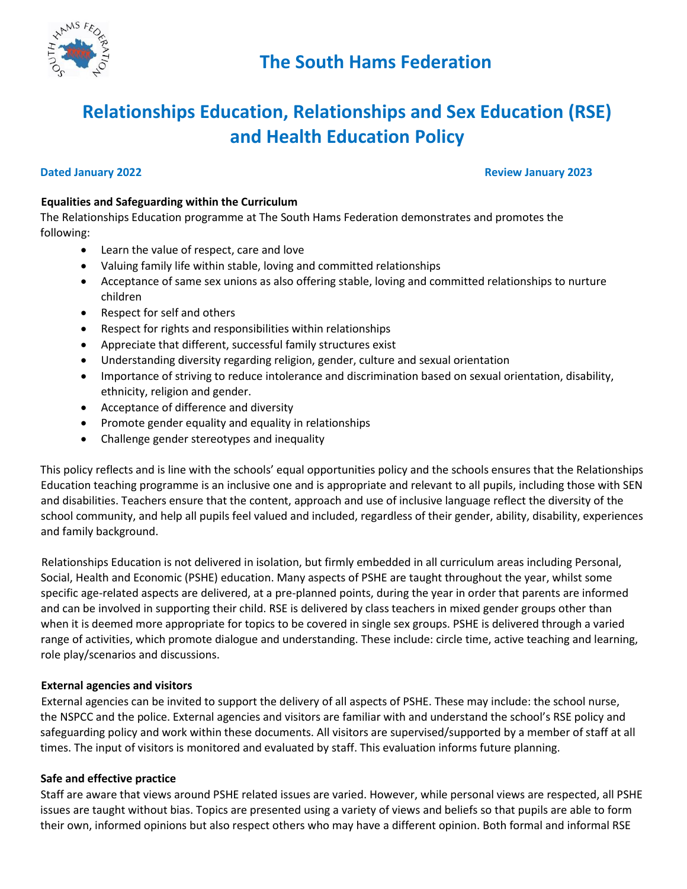# The South Hams Federation

## Relationships Education, Relationships and Sex Education (RSE) and Health Education Policy

**Dated January 2022** **Review January 2023**

**Equalities and Safeguarding within the Curriculum**

The Relationships Education programme at The South Hams Federation demonstrates and promotes the following:

- Learn the value of respect, care and love
- Valuing family life within stable, loving and committed relationships
- Acceptance of same sex unions as also offering stable, loving and committed relationships to nurture children
- Respect for self and others
- Respect for rights and responsibilities within relationships
- Appreciate that different, successful family structures exist
- Understanding diversity regarding religion, gender, culture and sexual orientation
- Importance of striving to reduce intolerance and discrimination based on sexual orientation, disability, ethnicity, religion and gender.
- Acceptance of difference and diversity
- Promote gender equality and equality in relationships
- Challenge gender stereotypes and inequality

This policy reflects and is line with the schools' equal opportunities policy and the schools ensures that the Relationships Education teaching programme is an inclusive one and is appropriate and relevant to all pupils, including those with SEN and disabilities. Teachers ensure that the content, approach and use of inclusive language reflect the diversity of the school community, and help all pupils feel valued and included, regardless of their gender, ability, disability, experiences and family background.

Relationships Education is not delivered in isolation, but firmly embedded in all curriculum areas including Personal, Social, Health and Economic (PSHE) education. Many aspects of PSHE are taught throughout the year, whilst some specific age-related aspects are delivered, at a pre-planned points, during the year in order that parents are informed and can be involved in supporting their child. RSE is delivered by class teachers in mixed gender groups other than when it is deemed more appropriate for topics to be covered in single sex groups. PSHE is delivered through a varied range of activities, which promote dialogue and understanding. These include: circle time, active teaching and learning, role play/scenarios and discussions.

**External agencies and visitors**

External agencies can be invited to support the delivery of all aspects of PSHE. These may include: the school nurse, the NSPCC and the police. External agencies and visitors are familiar with and understand the school's RSE policy and safeguarding policy and work within these documents. All visitors are supervised/supported by a member of staff at all times. The input of visitors is monitored and evaluated by staff. This evaluation informs future planning.

**Safe and effective practice**

Staff are aware that views around PSHE related issues are varied. However, while personal views are respected, all PSHE issues are taught without bias. Topics are presented using a variety of views and beliefs so that pupils are able to form their own, informed opinions but also respect others who may have a different opinion. Both formal and informal RSE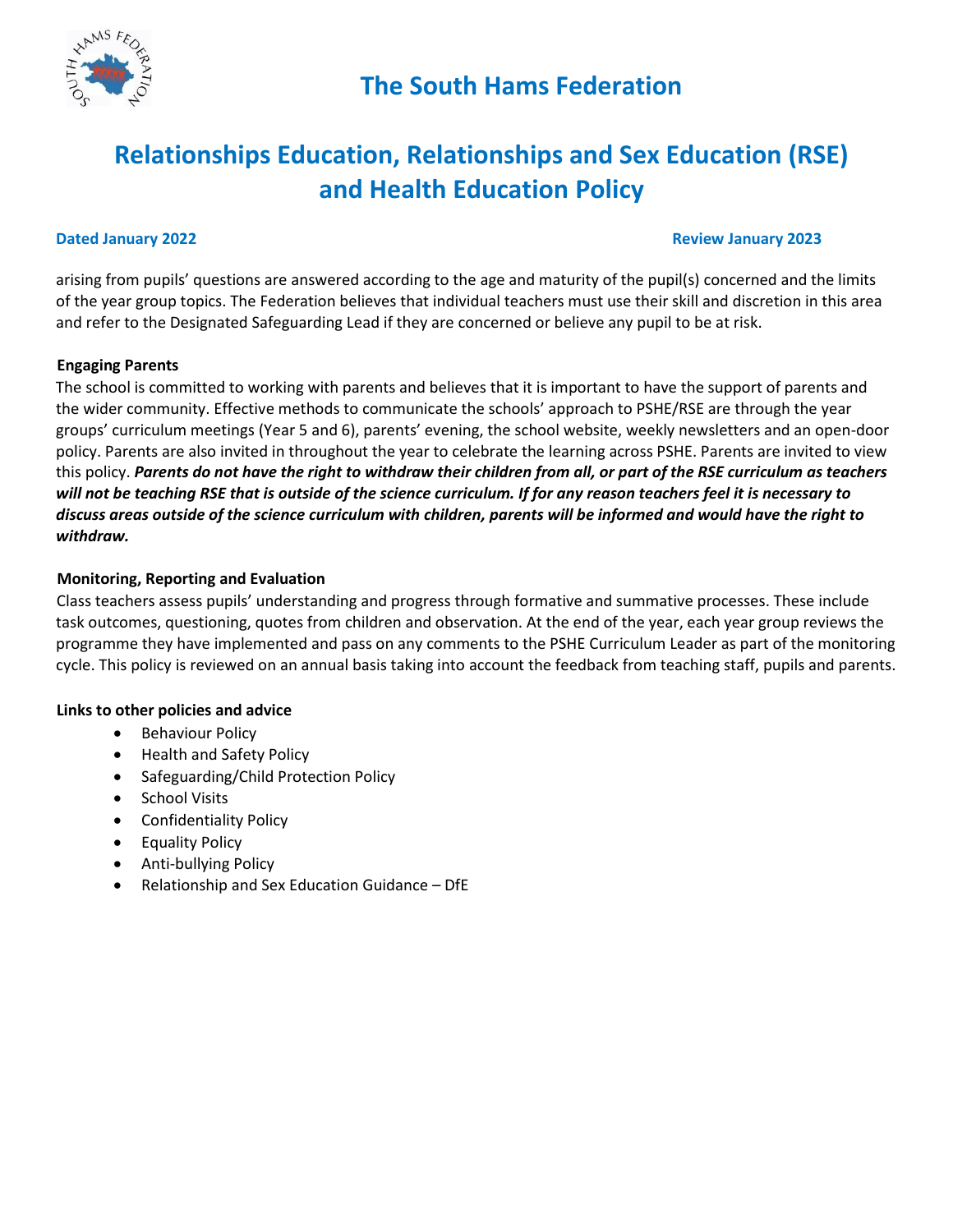arising from pupils' questions are answered according to the age and maturity of the pupil(s) concerned and the limits of the year group topics. The Federation believes that individual teachers must use their skill and discretion in this area and refer to the Designated Safeguarding Lead if they are concerned or believe any pupil to be at risk.

**Engaging Parents**

The school is committed to working with parents and believes that it is important to have the support of parents and the wider community. Effective methods to communicate the schools' approach to PSHE/RSE are through the year groups' curriculum meetings (Year 5 and 6), parents' evening, the school website, weekly newsletters and an open-door policy. Parents are also invited in throughout the year to celebrate the learning across PSHE. Parents are invited to view this policy. ***Parents do not have the right to withdraw their children from all, or part of the RSE curriculum as teachers will not be teaching RSE that is outside of the science curriculum. If for any reason teachers feel it is necessary to discuss areas outside of the science curriculum with children, parents will be informed and would have the right to withdraw.***

**Monitoring, Reporting and Evaluation**

Class teachers assess pupils' understanding and progress through formative and summative processes. These include task outcomes, questioning, quotes from children and observation. At the end of the year, each year group reviews the programme they have implemented and pass on any comments to the PSHE Curriculum Leader as part of the monitoring cycle. This policy is reviewed on an annual basis taking into account the feedback from teaching staff, pupils and parents.

**Links to other policies and advice**

- Behaviour Policy
- Health and Safety Policy
- Safeguarding/Child Protection Policy
- School Visits
- Confidentiality Policy
- Equality Policy
- Anti-bullying Policy
- Relationship and Sex Education Guidance – DfE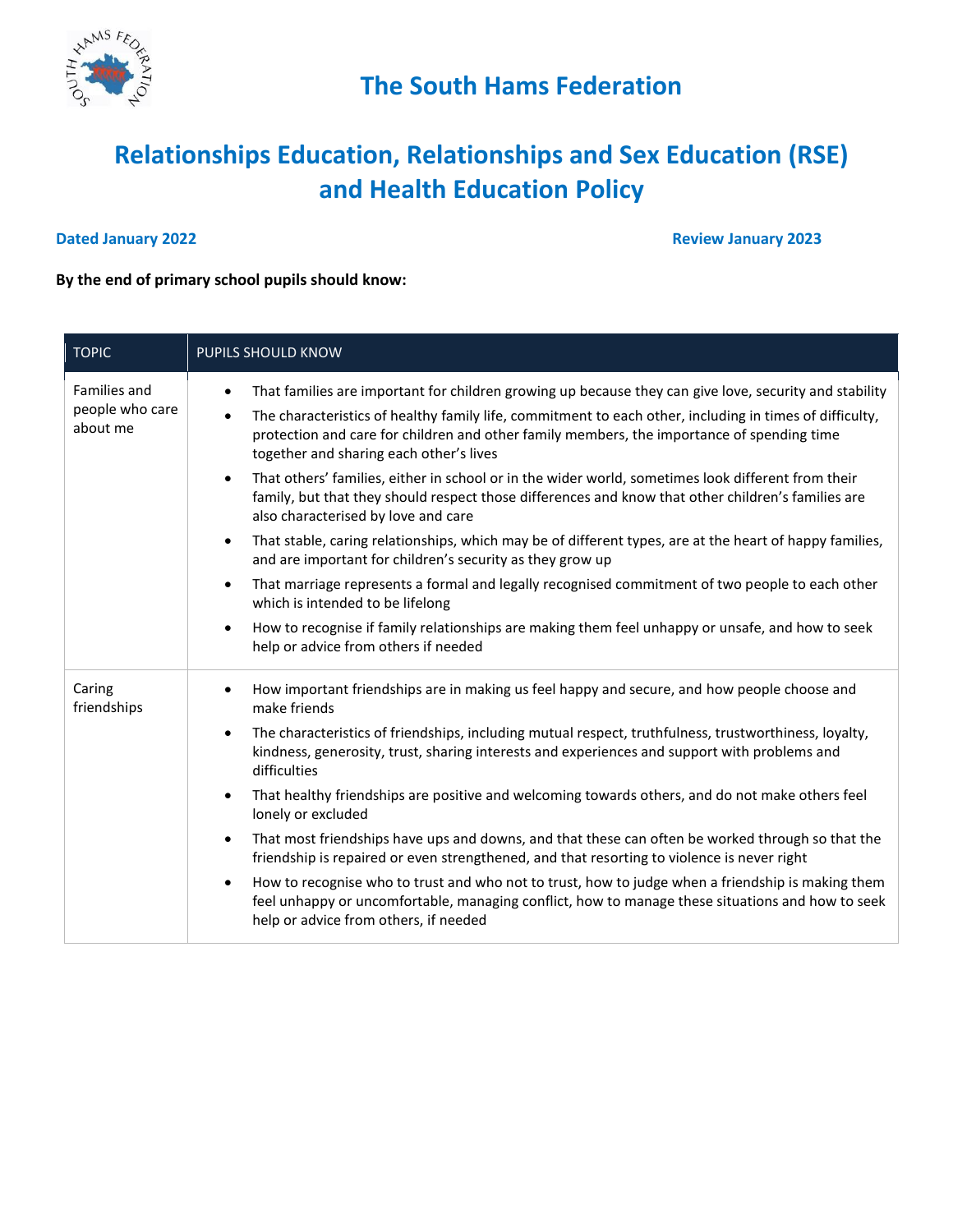# The South Hams Federation

## Relationships Education, Relationships and Sex Education (RSE) and Health Education Policy

**Dated January 2022** **Review January 2023**

**By the end of primary school pupils should know:**

| TOPIC | PUPILS SHOULD KNOW |
|---|---|
| Families and people who care about me | • That families are important for children growing up because they can give love, security and stability<br>• The characteristics of healthy family life, commitment to each other, including in times of difficulty, protection and care for children and other family members, the importance of spending time together and sharing each other's lives<br>• That others' families, either in school or in the wider world, sometimes look different from their family, but that they should respect those differences and know that other children's families are also characterised by love and care<br>• That stable, caring relationships, which may be of different types, are at the heart of happy families, and are important for children's security as they grow up<br>• That marriage represents a formal and legally recognised commitment of two people to each other which is intended to be lifelong<br>• How to recognise if family relationships are making them feel unhappy or unsafe, and how to seek help or advice from others if needed |
| Caring friendships | • How important friendships are in making us feel happy and secure, and how people choose and make friends<br>• The characteristics of friendships, including mutual respect, truthfulness, trustworthiness, loyalty, kindness, generosity, trust, sharing interests and experiences and support with problems and difficulties<br>• That healthy friendships are positive and welcoming towards others, and do not make others feel lonely or excluded<br>• That most friendships have ups and downs, and that these can often be worked through so that the friendship is repaired or even strengthened, and that resorting to violence is never right<br>• How to recognise who to trust and who not to trust, how to judge when a friendship is making them feel unhappy or uncomfortable, managing conflict, how to manage these situations and how to seek help or advice from others, if needed |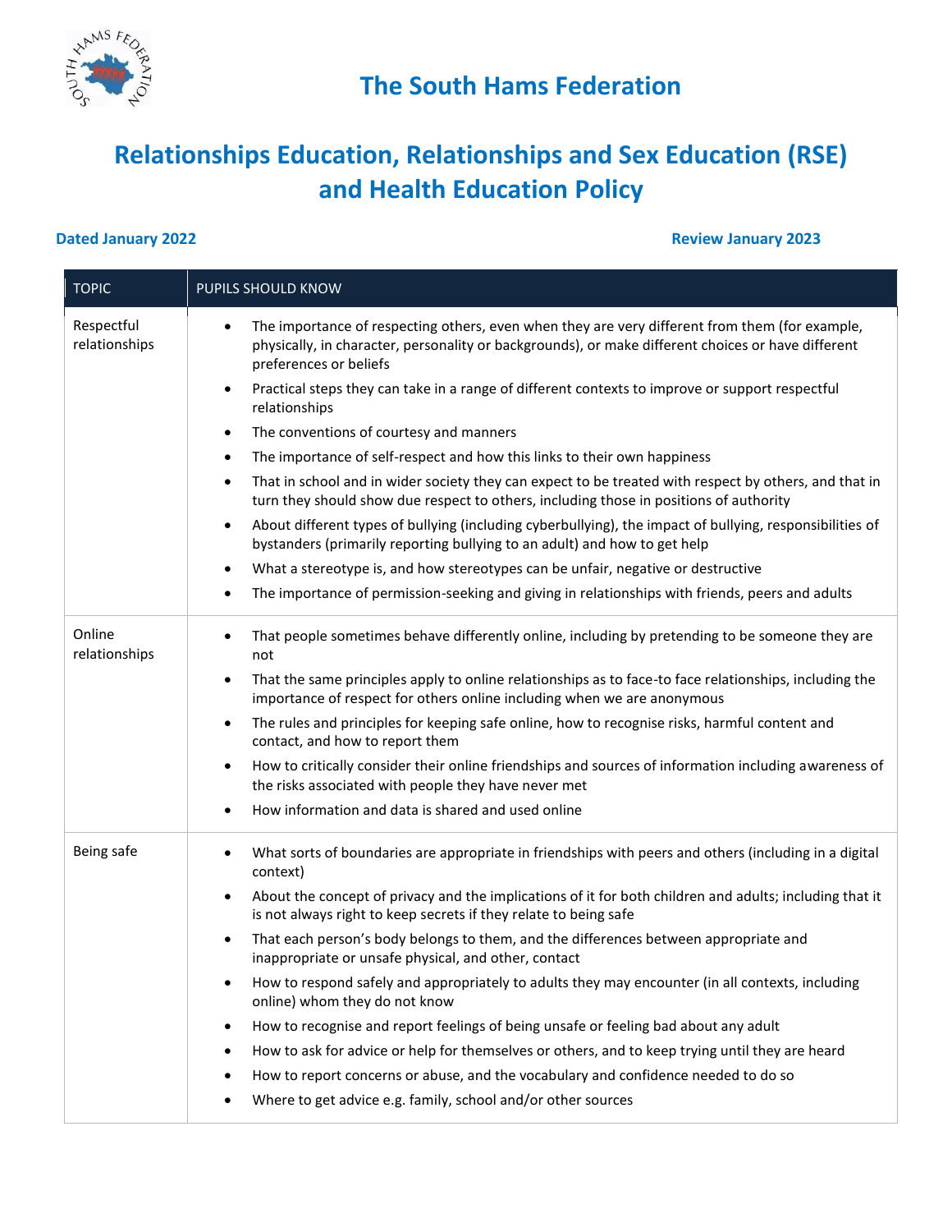# The South Hams Federation

## Relationships Education, Relationships and Sex Education (RSE) and Health Education Policy

**Dated January 2022** **Review January 2023**

| TOPIC | PUPILS SHOULD KNOW |
|---|---|
| Respectful relationships | • The importance of respecting others, even when they are very different from them (for example, physically, in character, personality or backgrounds), or make different choices or have different preferences or beliefs<br>• Practical steps they can take in a range of different contexts to improve or support respectful relationships<br>• The conventions of courtesy and manners<br>• The importance of self-respect and how this links to their own happiness<br>• That in school and in wider society they can expect to be treated with respect by others, and that in turn they should show due respect to others, including those in positions of authority<br>• About different types of bullying (including cyberbullying), the impact of bullying, responsibilities of bystanders (primarily reporting bullying to an adult) and how to get help<br>• What a stereotype is, and how stereotypes can be unfair, negative or destructive<br>• The importance of permission-seeking and giving in relationships with friends, peers and adults |
| Online relationships | • That people sometimes behave differently online, including by pretending to be someone they are not<br>• That the same principles apply to online relationships as to face-to face relationships, including the importance of respect for others online including when we are anonymous<br>• The rules and principles for keeping safe online, how to recognise risks, harmful content and contact, and how to report them<br>• How to critically consider their online friendships and sources of information including awareness of the risks associated with people they have never met<br>• How information and data is shared and used online |
| Being safe | • What sorts of boundaries are appropriate in friendships with peers and others (including in a digital context)<br>• About the concept of privacy and the implications of it for both children and adults; including that it is not always right to keep secrets if they relate to being safe<br>• That each person's body belongs to them, and the differences between appropriate and inappropriate or unsafe physical, and other, contact<br>• How to respond safely and appropriately to adults they may encounter (in all contexts, including online) whom they do not know<br>• How to recognise and report feelings of being unsafe or feeling bad about any adult<br>• How to ask for advice or help for themselves or others, and to keep trying until they are heard<br>• How to report concerns or abuse, and the vocabulary and confidence needed to do so<br>• Where to get advice e.g. family, school and/or other sources |